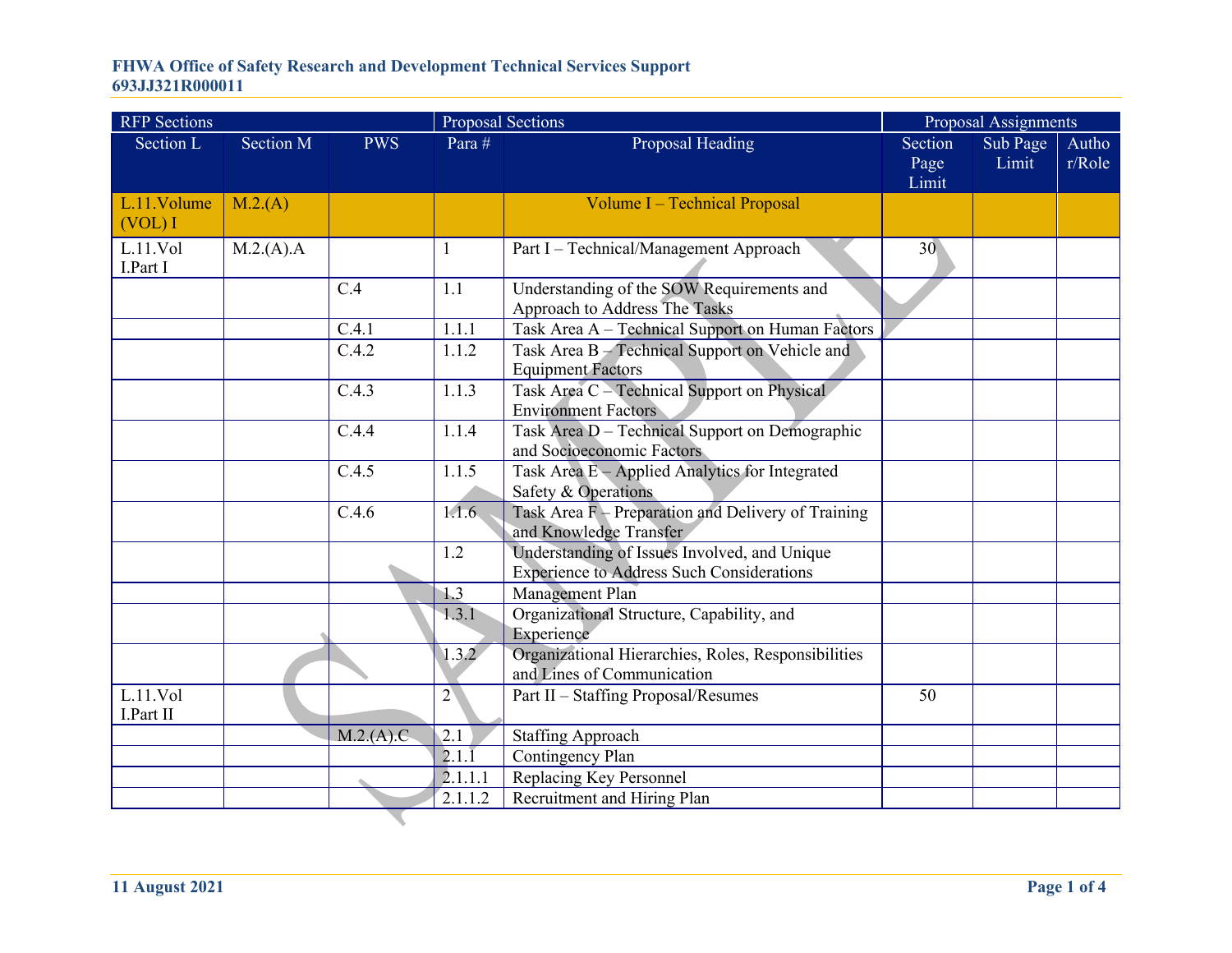| RFP Sections | | | Proposal Sections | | Proposal Assignments | | |
|---|---|---|---|---|---|---|---|
| Section L | Section M | PWS | Para # | Proposal Heading | Section Page Limit | Sub Page Limit | Author/Role |
| L.11.Volume (VOL) I | M.2.(A) | | | Volume I – Technical Proposal | | | |
| L.11.Vol I.Part I | M.2.(A).A | | 1 | Part I – Technical/Management Approach | 30 | | |
| | | C.4 | 1.1 | Understanding of the SOW Requirements and Approach to Address The Tasks | | | |
| | | C.4.1 | 1.1.1 | Task Area A – Technical Support on Human Factors | | | |
| | | C.4.2 | 1.1.2 | Task Area B – Technical Support on Vehicle and Equipment Factors | | | |
| | | C.4.3 | 1.1.3 | Task Area C – Technical Support on Physical Environment Factors | | | |
| | | C.4.4 | 1.1.4 | Task Area D – Technical Support on Demographic and Socioeconomic Factors | | | |
| | | C.4.5 | 1.1.5 | Task Area E – Applied Analytics for Integrated Safety & Operations | | | |
| | | C.4.6 | 1.1.6 | Task Area F – Preparation and Delivery of Training and Knowledge Transfer | | | |
| | | | 1.2 | Understanding of Issues Involved, and Unique Experience to Address Such Considerations | | | |
| | | | 1.3 | Management Plan | | | |
| | | | 1.3.1 | Organizational Structure, Capability, and Experience | | | |
| | | | 1.3.2 | Organizational Hierarchies, Roles, Responsibilities and Lines of Communication | | | |
| L.11.Vol I.Part II | | | 2 | Part II – Staffing Proposal/Resumes | 50 | | |
| | | M.2.(A).C | 2.1 | Staffing Approach | | | |
| | | | 2.1.1 | Contingency Plan | | | |
| | | | 2.1.1.1 | Replacing Key Personnel | | | |
| | | | 2.1.1.2 | Recruitment and Hiring Plan | | | |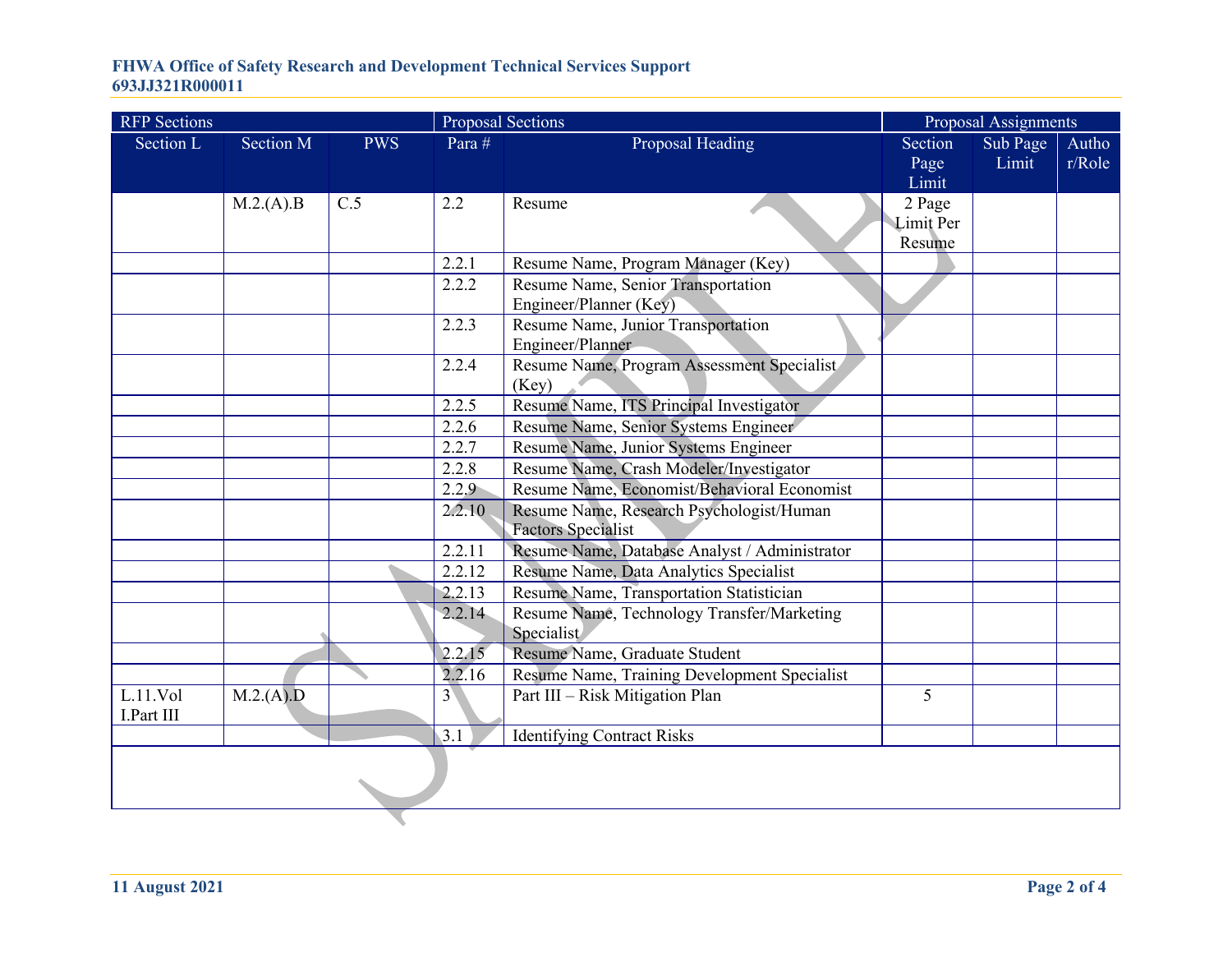| RFP Sections | | | Proposal Sections | | Proposal Assignments | | |
|---|---|---|---|---|---|---|---|
| Section L | Section M | PWS | Para # | Proposal Heading | Section Page Limit | Sub Page Limit | Author/Role |
| | M.2.(A).B | C.5 | 2.2 | Resume | 2 Page Limit Per Resume | | |
| | | | 2.2.1 | Resume Name, Program Manager (Key) | | | |
| | | | 2.2.2 | Resume Name, Senior Transportation Engineer/Planner (Key) | | | |
| | | | 2.2.3 | Resume Name, Junior Transportation Engineer/Planner | | | |
| | | | 2.2.4 | Resume Name, Program Assessment Specialist (Key) | | | |
| | | | 2.2.5 | Resume Name, ITS Principal Investigator | | | |
| | | | 2.2.6 | Resume Name, Senior Systems Engineer | | | |
| | | | 2.2.7 | Resume Name, Junior Systems Engineer | | | |
| | | | 2.2.8 | Resume Name, Crash Modeler/Investigator | | | |
| | | | 2.2.9 | Resume Name, Economist/Behavioral Economist | | | |
| | | | 2.2.10 | Resume Name, Research Psychologist/Human Factors Specialist | | | |
| | | | 2.2.11 | Resume Name, Database Analyst / Administrator | | | |
| | | | 2.2.12 | Resume Name, Data Analytics Specialist | | | |
| | | | 2.2.13 | Resume Name, Transportation Statistician | | | |
| | | | 2.2.14 | Resume Name, Technology Transfer/Marketing Specialist | | | |
| | | | 2.2.15 | Resume Name, Graduate Student | | | |
| | | | 2.2.16 | Resume Name, Training Development Specialist | | | |
| L.11.Vol I.Part III | M.2.(A).D | | 3 | Part III – Risk Mitigation Plan | 5 | | |
| | | | 3.1 | Identifying Contract Risks | | | |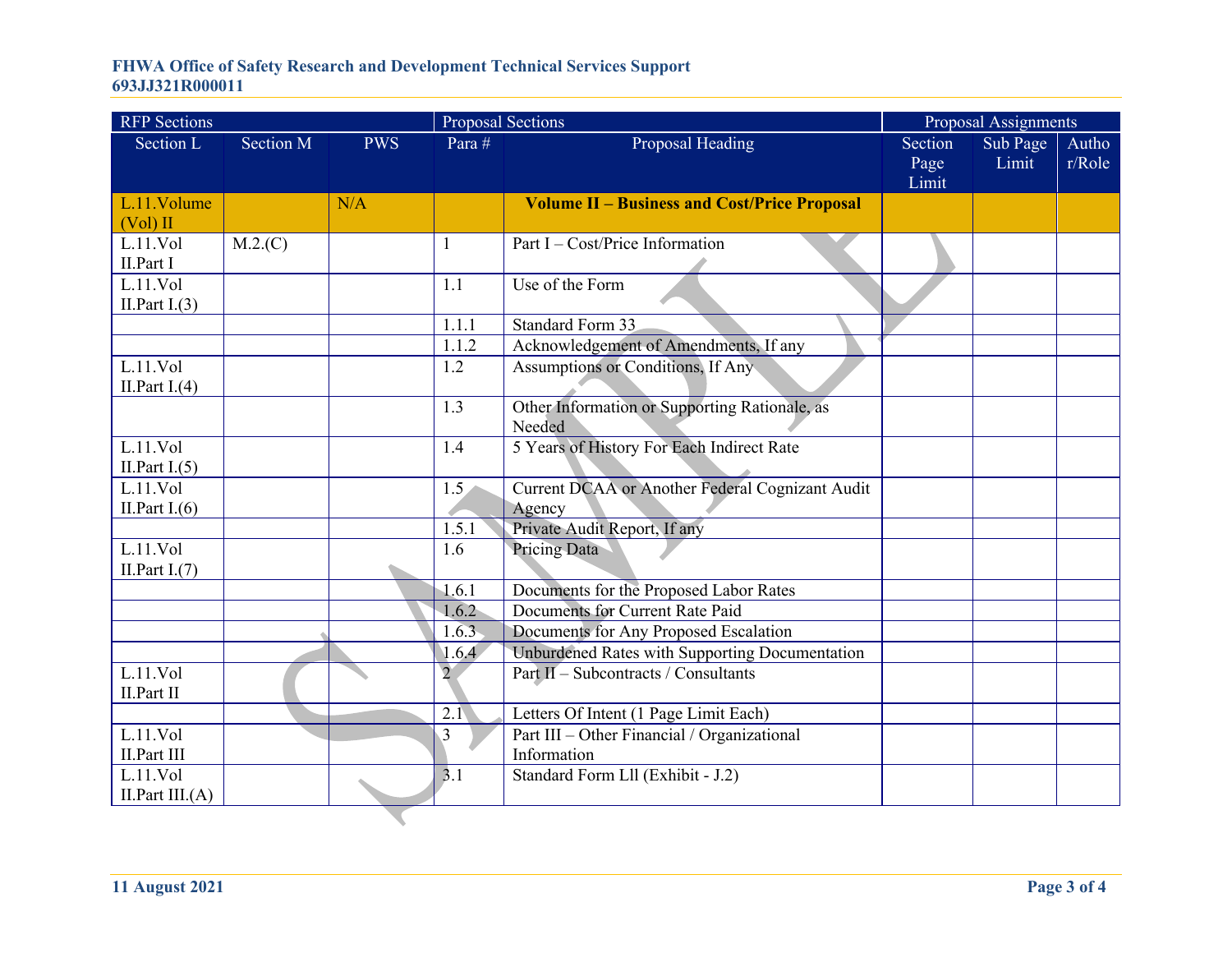| RFP Sections | | | Proposal Sections | | Proposal Assignments | | |
|---|---|---|---|---|---|---|---|
| Section L | Section M | PWS | Para # | Proposal Heading | Section Page Limit | Sub Page Limit | Author/Role |
| L.11.Volume (Vol) II | | N/A | | **Volume II – Business and Cost/Price Proposal** | | | |
| L.11.Vol II.Part I | M.2.(C) | | 1 | Part I – Cost/Price Information | | | |
| L.11.Vol II.Part I.(3) | | | 1.1 | Use of the Form | | | |
| | | | 1.1.1 | Standard Form 33 | | | |
| | | | 1.1.2 | Acknowledgement of Amendments, If any | | | |
| L.11.Vol II.Part I.(4) | | | 1.2 | Assumptions or Conditions, If Any | | | |
| | | | 1.3 | Other Information or Supporting Rationale, as Needed | | | |
| L.11.Vol II.Part I.(5) | | | 1.4 | 5 Years of History For Each Indirect Rate | | | |
| L.11.Vol II.Part I.(6) | | | 1.5 | Current DCAA or Another Federal Cognizant Audit Agency | | | |
| | | | 1.5.1 | Private Audit Report, If any | | | |
| L.11.Vol II.Part I.(7) | | | 1.6 | Pricing Data | | | |
| | | | 1.6.1 | Documents for the Proposed Labor Rates | | | |
| | | | 1.6.2 | Documents for Current Rate Paid | | | |
| | | | 1.6.3 | Documents for Any Proposed Escalation | | | |
| | | | 1.6.4 | Unburdened Rates with Supporting Documentation | | | |
| L.11.Vol II.Part II | | | 2 | Part II – Subcontracts / Consultants | | | |
| | | | 2.1 | Letters Of Intent (1 Page Limit Each) | | | |
| L.11.Vol II.Part III | | | 3 | Part III – Other Financial / Organizational Information | | | |
| L.11.Vol II.Part III.(A) | | | 3.1 | Standard Form Lll (Exhibit - J.2) | | | |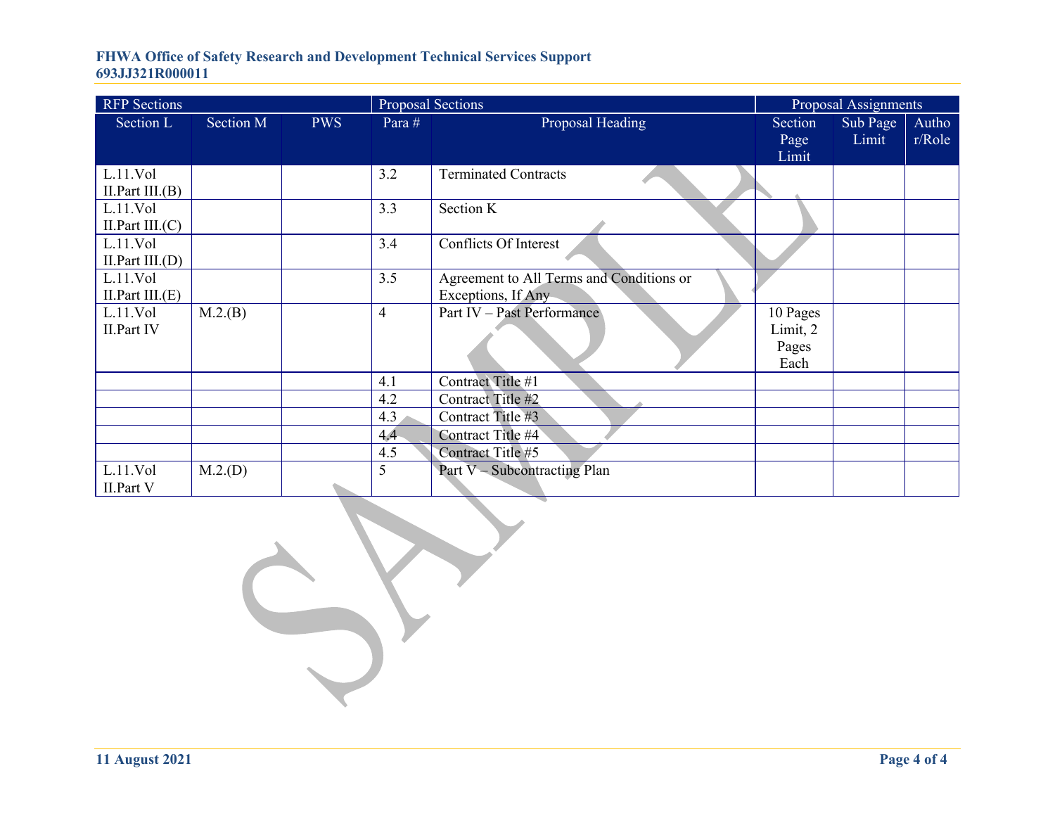| RFP Sections | | | Proposal Sections | | Proposal Assignments | | |
|---|---|---|---|---|---|---|---|
| Section L | Section M | PWS | Para # | Proposal Heading | Section Page Limit | Sub Page Limit | Author/Role |
| L.11.Vol II.Part III.(B) | | | 3.2 | Terminated Contracts | | | |
| L.11.Vol II.Part III.(C) | | | 3.3 | Section K | | | |
| L.11.Vol II.Part III.(D) | | | 3.4 | Conflicts Of Interest | | | |
| L.11.Vol II.Part III.(E) | | | 3.5 | Agreement to All Terms and Conditions or Exceptions, If Any | | | |
| L.11.Vol II.Part IV | M.2.(B) | | 4 | Part IV – Past Performance | 10 Pages Limit, 2 Pages Each | | |
| | | | 4.1 | Contract Title #1 | | | |
| | | | 4.2 | Contract Title #2 | | | |
| | | | 4.3 | Contract Title #3 | | | |
| | | | 4.4 | Contract Title #4 | | | |
| | | | 4.5 | Contract Title #5 | | | |
| L.11.Vol II.Part V | M.2.(D) | | 5 | Part V – Subcontracting Plan | | | |